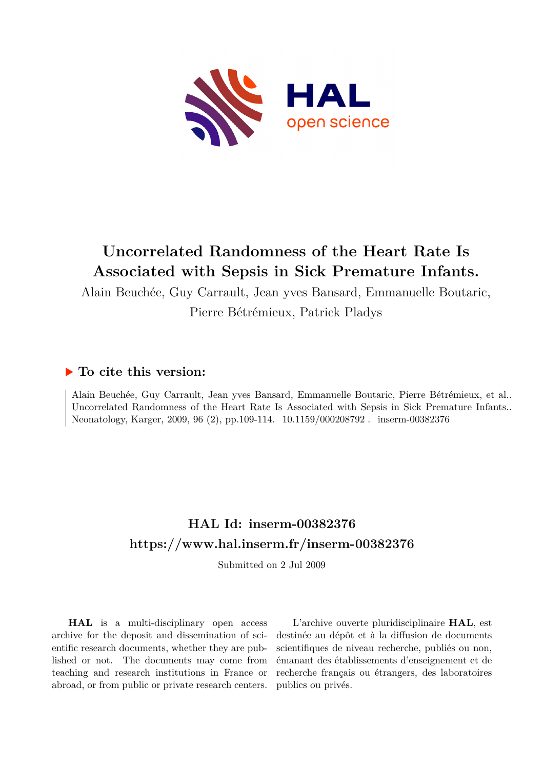# Uncorrelated Randomness of the Heart Rate Is Associated with Sepsis in Sick Premature Infants.

Alain Beuchée, Guy Carrault, Jean yves Bansard, Emmanuelle Boutaric, Pierre Bétrémieux, Patrick Pladys

## ▶ To cite this version:

Alain Beuchée, Guy Carrault, Jean yves Bansard, Emmanuelle Boutaric, Pierre Bétrémieux, et al.. Uncorrelated Randomness of the Heart Rate Is Associated with Sepsis in Sick Premature Infants.. Neonatology, Karger, 2009, 96 (2), pp.109-114. 10.1159/000208792 . inserm-00382376

## HAL Id: inserm-00382376

## https://www.hal.inserm.fr/inserm-00382376

Submitted on 2 Jul 2009

**HAL** is a multi-disciplinary open access archive for the deposit and dissemination of scientific research documents, whether they are published or not. The documents may come from teaching and research institutions in France or abroad, or from public or private research centers.

L'archive ouverte pluridisciplinaire **HAL**, est destinée au dépôt et à la diffusion de documents scientifiques de niveau recherche, publiés ou non, émanant des établissements d'enseignement et de recherche français ou étrangers, des laboratoires publics ou privés.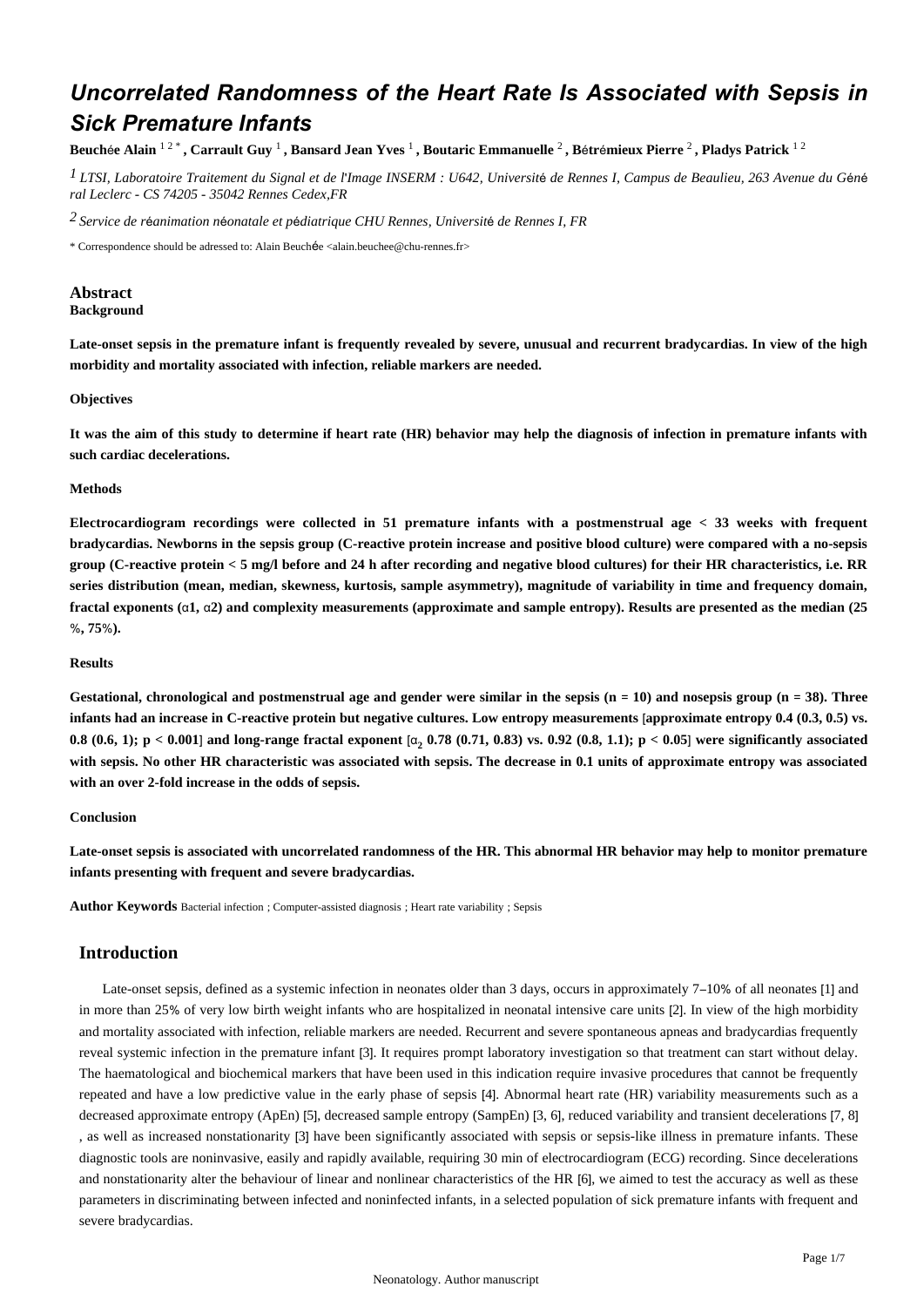# *Uncorrelated Randomness of the Heart Rate Is Associated with Sepsis in Sick Premature Infants*

**Beuchée Alain [1 2 *] , Carrault Guy [1] , Bansard Jean Yves [1] , Boutaric Emmanuelle [2] , Bétrémieux Pierre [2] , Pladys Patrick [1 2]**

[1] *LTSI, Laboratoire Traitement du Signal et de l'Image INSERM : U642, Université de Rennes I, Campus de Beaulieu, 263 Avenue du Général Leclerc - CS 74205 - 35042 Rennes Cedex,FR*

[2] *Service de réanimation néonatale et pédiatrique CHU Rennes, Université de Rennes I, FR*

\* Correspondence should be adressed to: Alain Beuchée <alain.beuchee@chu-rennes.fr>

## Abstract

### Background

**Late-onset sepsis in the premature infant is frequently revealed by severe, unusual and recurrent bradycardias. In view of the high morbidity and mortality associated with infection, reliable markers are needed.**

### Objectives

**It was the aim of this study to determine if heart rate (HR) behavior may help the diagnosis of infection in premature infants with such cardiac decelerations.**

### Methods

**Electrocardiogram recordings were collected in 51 premature infants with a postmenstrual age < 33 weeks with frequent bradycardias. Newborns in the sepsis group (C-reactive protein increase and positive blood culture) were compared with a no-sepsis group (C-reactive protein < 5 mg/l before and 24 h after recording and negative blood cultures) for their HR characteristics, i.e. RR series distribution (mean, median, skewness, kurtosis, sample asymmetry), magnitude of variability in time and frequency domain, fractal exponents (α1, α2) and complexity measurements (approximate and sample entropy). Results are presented as the median (25 %, 75%).**

### Results

**Gestational, chronological and postmenstrual age and gender were similar in the sepsis (n = 10) and nosepsis group (n = 38). Three infants had an increase in C-reactive protein but negative cultures. Low entropy measurements [approximate entropy 0.4 (0.3, 0.5) vs. 0.8 (0.6, 1); $p < 0.001$] and long-range fractal exponent [$\alpha_2$ 0.78 (0.71, 0.83) vs. 0.92 (0.8, 1.1); $p < 0.05$] were significantly associated with sepsis. No other HR characteristic was associated with sepsis. The decrease in 0.1 units of approximate entropy was associated with an over 2-fold increase in the odds of sepsis.**

### Conclusion

**Late-onset sepsis is associated with uncorrelated randomness of the HR. This abnormal HR behavior may help to monitor premature infants presenting with frequent and severe bradycardias.**

**Author Keywords** Bacterial infection ; Computer-assisted diagnosis ; Heart rate variability ; Sepsis

## Introduction

Late-onset sepsis, defined as a systemic infection in neonates older than 3 days, occurs in approximately 7–10% of all neonates [1] and in more than 25% of very low birth weight infants who are hospitalized in neonatal intensive care units [2]. In view of the high morbidity and mortality associated with infection, reliable markers are needed. Recurrent and severe spontaneous apneas and bradycardias frequently reveal systemic infection in the premature infant [3]. It requires prompt laboratory investigation so that treatment can start without delay. The haematological and biochemical markers that have been used in this indication require invasive procedures that cannot be frequently repeated and have a low predictive value in the early phase of sepsis [4]. Abnormal heart rate (HR) variability measurements such as a decreased approximate entropy (ApEn) [5], decreased sample entropy (SampEn) [3, 6], reduced variability and transient decelerations [7, 8], as well as increased nonstationarity [3] have been significantly associated with sepsis or sepsis-like illness in premature infants. These diagnostic tools are noninvasive, easily and rapidly available, requiring 30 min of electrocardiogram (ECG) recording. Since decelerations and nonstationarity alter the behaviour of linear and nonlinear characteristics of the HR [6], we aimed to test the accuracy as well as these parameters in discriminating between infected and noninfected infants, in a selected population of sick premature infants with frequent and severe bradycardias.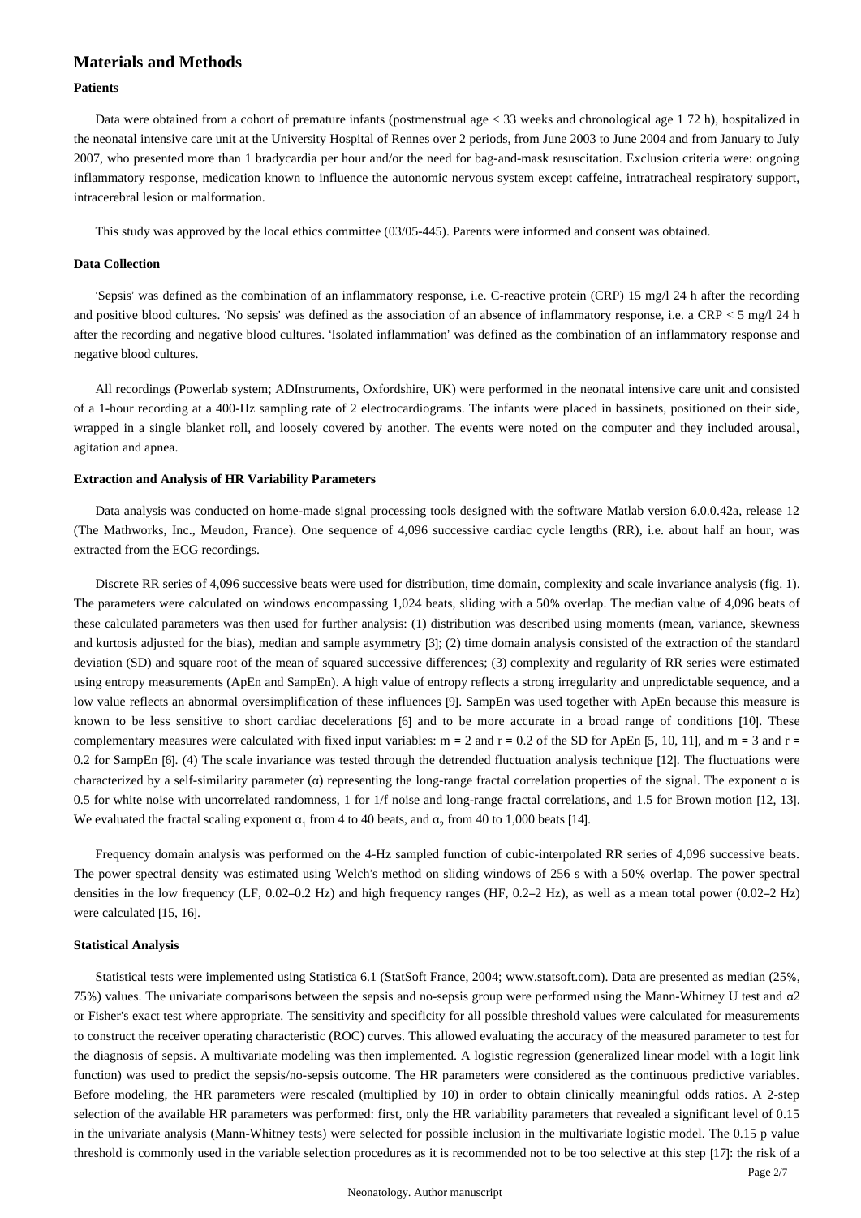## Materials and Methods

### Patients

Data were obtained from a cohort of premature infants (postmenstrual age < 33 weeks and chronological age 1 72 h), hospitalized in the neonatal intensive care unit at the University Hospital of Rennes over 2 periods, from June 2003 to June 2004 and from January to July 2007, who presented more than 1 bradycardia per hour and/or the need for bag-and-mask resuscitation. Exclusion criteria were: ongoing inflammatory response, medication known to influence the autonomic nervous system except caffeine, intratracheal respiratory support, intracerebral lesion or malformation.

This study was approved by the local ethics committee (03/05-445). Parents were informed and consent was obtained.

### Data Collection

'Sepsis' was defined as the combination of an inflammatory response, i.e. C-reactive protein (CRP) 15 mg/l 24 h after the recording and positive blood cultures. 'No sepsis' was defined as the association of an absence of inflammatory response, i.e. a CRP < 5 mg/l 24 h after the recording and negative blood cultures. 'Isolated inflammation' was defined as the combination of an inflammatory response and negative blood cultures.

All recordings (Powerlab system; ADInstruments, Oxfordshire, UK) were performed in the neonatal intensive care unit and consisted of a 1-hour recording at a 400-Hz sampling rate of 2 electrocardiograms. The infants were placed in bassinets, positioned on their side, wrapped in a single blanket roll, and loosely covered by another. The events were noted on the computer and they included arousal, agitation and apnea.

### Extraction and Analysis of HR Variability Parameters

Data analysis was conducted on home-made signal processing tools designed with the software Matlab version 6.0.0.42a, release 12 (The Mathworks, Inc., Meudon, France). One sequence of 4,096 successive cardiac cycle lengths (RR), i.e. about half an hour, was extracted from the ECG recordings.

Discrete RR series of 4,096 successive beats were used for distribution, time domain, complexity and scale invariance analysis (fig. 1). The parameters were calculated on windows encompassing 1,024 beats, sliding with a 50% overlap. The median value of 4,096 beats of these calculated parameters was then used for further analysis: (1) distribution was described using moments (mean, variance, skewness and kurtosis adjusted for the bias), median and sample asymmetry [3]; (2) time domain analysis consisted of the extraction of the standard deviation (SD) and square root of the mean of squared successive differences; (3) complexity and regularity of RR series were estimated using entropy measurements (ApEn and SampEn). A high value of entropy reflects a strong irregularity and unpredictable sequence, and a low value reflects an abnormal oversimplification of these influences [9]. SampEn was used together with ApEn because this measure is known to be less sensitive to short cardiac decelerations [6] and to be more accurate in a broad range of conditions [10]. These complementary measures were calculated with fixed input variables: $m = 2$ and $r = 0.2$ of the SD for ApEn [5, 10, 11], and $m = 3$ and $r = 0.2$ for SampEn [6]. (4) The scale invariance was tested through the detrended fluctuation analysis technique [12]. The fluctuations were characterized by a self-similarity parameter ($\alpha$) representing the long-range fractal correlation properties of the signal. The exponent $\alpha$ is 0.5 for white noise with uncorrelated randomness, 1 for 1/f noise and long-range fractal correlations, and 1.5 for Brown motion [12, 13]. We evaluated the fractal scaling exponent $\alpha_1$ from 4 to 40 beats, and $\alpha_2$ from 40 to 1,000 beats [14].

Frequency domain analysis was performed on the 4-Hz sampled function of cubic-interpolated RR series of 4,096 successive beats. The power spectral density was estimated using Welch's method on sliding windows of 256 s with a 50% overlap. The power spectral densities in the low frequency (LF, 0.02–0.2 Hz) and high frequency ranges (HF, 0.2–2 Hz), as well as a mean total power (0.02–2 Hz) were calculated [15, 16].

### Statistical Analysis

Statistical tests were implemented using Statistica 6.1 (StatSoft France, 2004; www.statsoft.com). Data are presented as median (25%, 75%) values. The univariate comparisons between the sepsis and no-sepsis group were performed using the Mann-Whitney U test and $\alpha 2$ or Fisher's exact test where appropriate. The sensitivity and specificity for all possible threshold values were calculated for measurements to construct the receiver operating characteristic (ROC) curves. This allowed evaluating the accuracy of the measured parameter to test for the diagnosis of sepsis. A multivariate modeling was then implemented. A logistic regression (generalized linear model with a logit link function) was used to predict the sepsis/no-sepsis outcome. The HR parameters were considered as the continuous predictive variables. Before modeling, the HR parameters were rescaled (multiplied by 10) in order to obtain clinically meaningful odds ratios. A 2-step selection of the available HR parameters was performed: first, only the HR variability parameters that revealed a significant level of 0.15 in the univariate analysis (Mann-Whitney tests) were selected for possible inclusion in the multivariate logistic model. The 0.15 p value threshold is commonly used in the variable selection procedures as it is recommended not to be too selective at this step [17]: the risk of a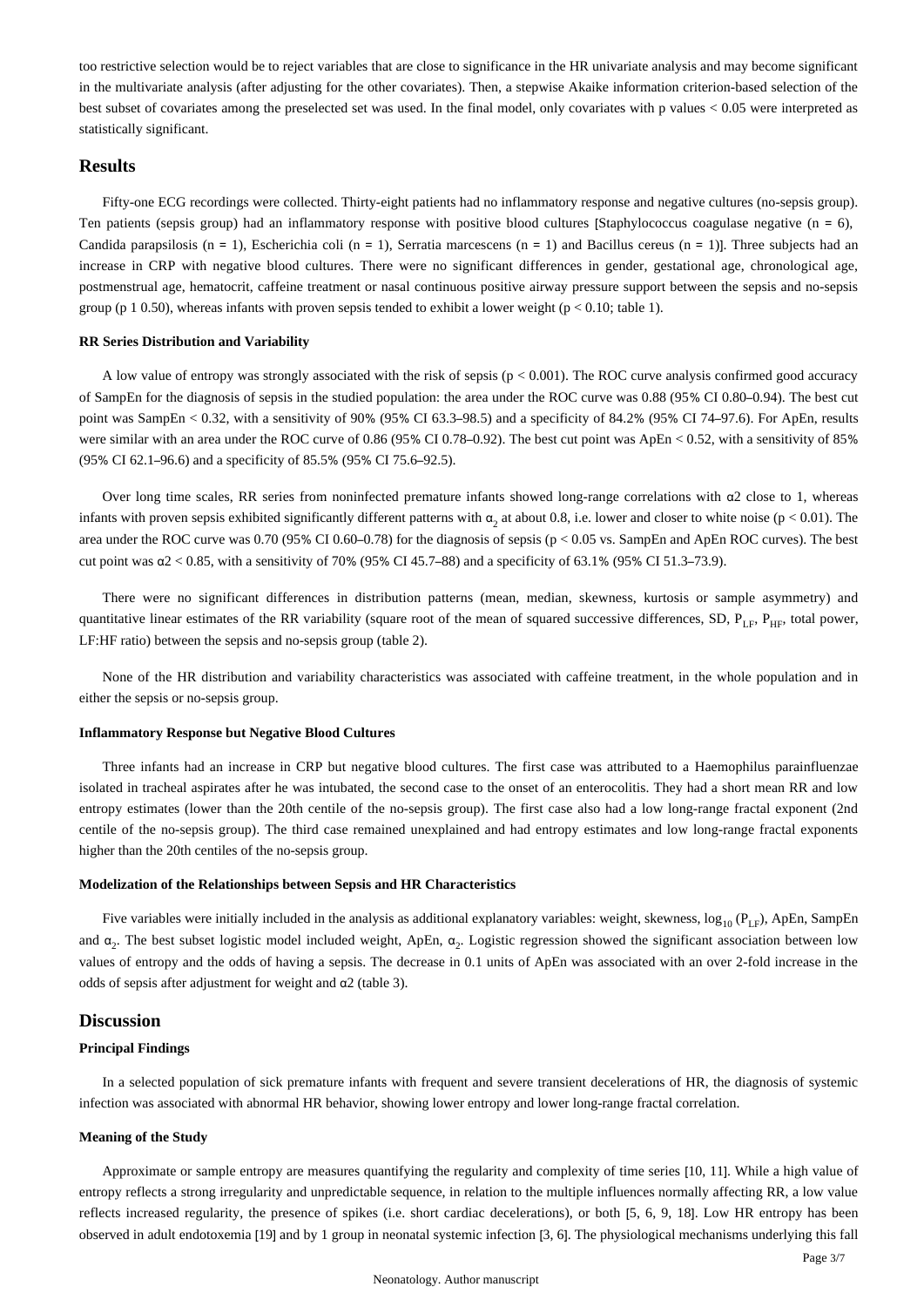too restrictive selection would be to reject variables that are close to significance in the HR univariate analysis and may become significant in the multivariate analysis (after adjusting for the other covariates). Then, a stepwise Akaike information criterion-based selection of the best subset of covariates among the preselected set was used. In the final model, only covariates with p values < 0.05 were interpreted as statistically significant.

## Results

Fifty-one ECG recordings were collected. Thirty-eight patients had no inflammatory response and negative cultures (no-sepsis group). Ten patients (sepsis group) had an inflammatory response with positive blood cultures [Staphylococcus coagulase negative (n = 6), Candida parapsilosis (n = 1), Escherichia coli (n = 1), Serratia marcescens (n = 1) and Bacillus cereus (n = 1)]. Three subjects had an increase in CRP with negative blood cultures. There were no significant differences in gender, gestational age, chronological age, postmenstrual age, hematocrit, caffeine treatment or nasal continuous positive airway pressure support between the sepsis and no-sepsis group (p 1 0.50), whereas infants with proven sepsis tended to exhibit a lower weight (p < 0.10; table 1).

### RR Series Distribution and Variability

A low value of entropy was strongly associated with the risk of sepsis (p < 0.001). The ROC curve analysis confirmed good accuracy of SampEn for the diagnosis of sepsis in the studied population: the area under the ROC curve was 0.88 (95% CI 0.80–0.94). The best cut point was SampEn < 0.32, with a sensitivity of 90% (95% CI 63.3–98.5) and a specificity of 84.2% (95% CI 74–97.6). For ApEn, results were similar with an area under the ROC curve of 0.86 (95% CI 0.78–0.92). The best cut point was ApEn < 0.52, with a sensitivity of 85% (95% CI 62.1–96.6) and a specificity of 85.5% (95% CI 75.6–92.5).

Over long time scales, RR series from noninfected premature infants showed long-range correlations with α2 close to 1, whereas infants with proven sepsis exhibited significantly different patterns with $\alpha_2$ at about 0.8, i.e. lower and closer to white noise (p < 0.01). The area under the ROC curve was 0.70 (95% CI 0.60–0.78) for the diagnosis of sepsis (p < 0.05 vs. SampEn and ApEn ROC curves). The best cut point was α2 < 0.85, with a sensitivity of 70% (95% CI 45.7–88) and a specificity of 63.1% (95% CI 51.3–73.9).

There were no significant differences in distribution patterns (mean, median, skewness, kurtosis or sample asymmetry) and quantitative linear estimates of the RR variability (square root of the mean of squared successive differences, SD, $P_{LF}$, $P_{HF}$, total power, LF:HF ratio) between the sepsis and no-sepsis group (table 2).

None of the HR distribution and variability characteristics was associated with caffeine treatment, in the whole population and in either the sepsis or no-sepsis group.

### Inflammatory Response but Negative Blood Cultures

Three infants had an increase in CRP but negative blood cultures. The first case was attributed to a Haemophilus parainfluenzae isolated in tracheal aspirates after he was intubated, the second case to the onset of an enterocolitis. They had a short mean RR and low entropy estimates (lower than the 20th centile of the no-sepsis group). The first case also had a low long-range fractal exponent (2nd centile of the no-sepsis group). The third case remained unexplained and had entropy estimates and low long-range fractal exponents higher than the 20th centiles of the no-sepsis group.

### Modelization of the Relationships between Sepsis and HR Characteristics

Five variables were initially included in the analysis as additional explanatory variables: weight, skewness, $\log_{10}(P_{LF})$, ApEn, SampEn and $\alpha_2$. The best subset logistic model included weight, ApEn, $\alpha_2$. Logistic regression showed the significant association between low values of entropy and the odds of having a sepsis. The decrease in 0.1 units of ApEn was associated with an over 2-fold increase in the odds of sepsis after adjustment for weight and α2 (table 3).

## Discussion

### Principal Findings

In a selected population of sick premature infants with frequent and severe transient decelerations of HR, the diagnosis of systemic infection was associated with abnormal HR behavior, showing lower entropy and lower long-range fractal correlation.

### Meaning of the Study

Approximate or sample entropy are measures quantifying the regularity and complexity of time series [10, 11]. While a high value of entropy reflects a strong irregularity and unpredictable sequence, in relation to the multiple influences normally affecting RR, a low value reflects increased regularity, the presence of spikes (i.e. short cardiac decelerations), or both [5, 6, 9, 18]. Low HR entropy has been observed in adult endotoxemia [19] and by 1 group in neonatal systemic infection [3, 6]. The physiological mechanisms underlying this fall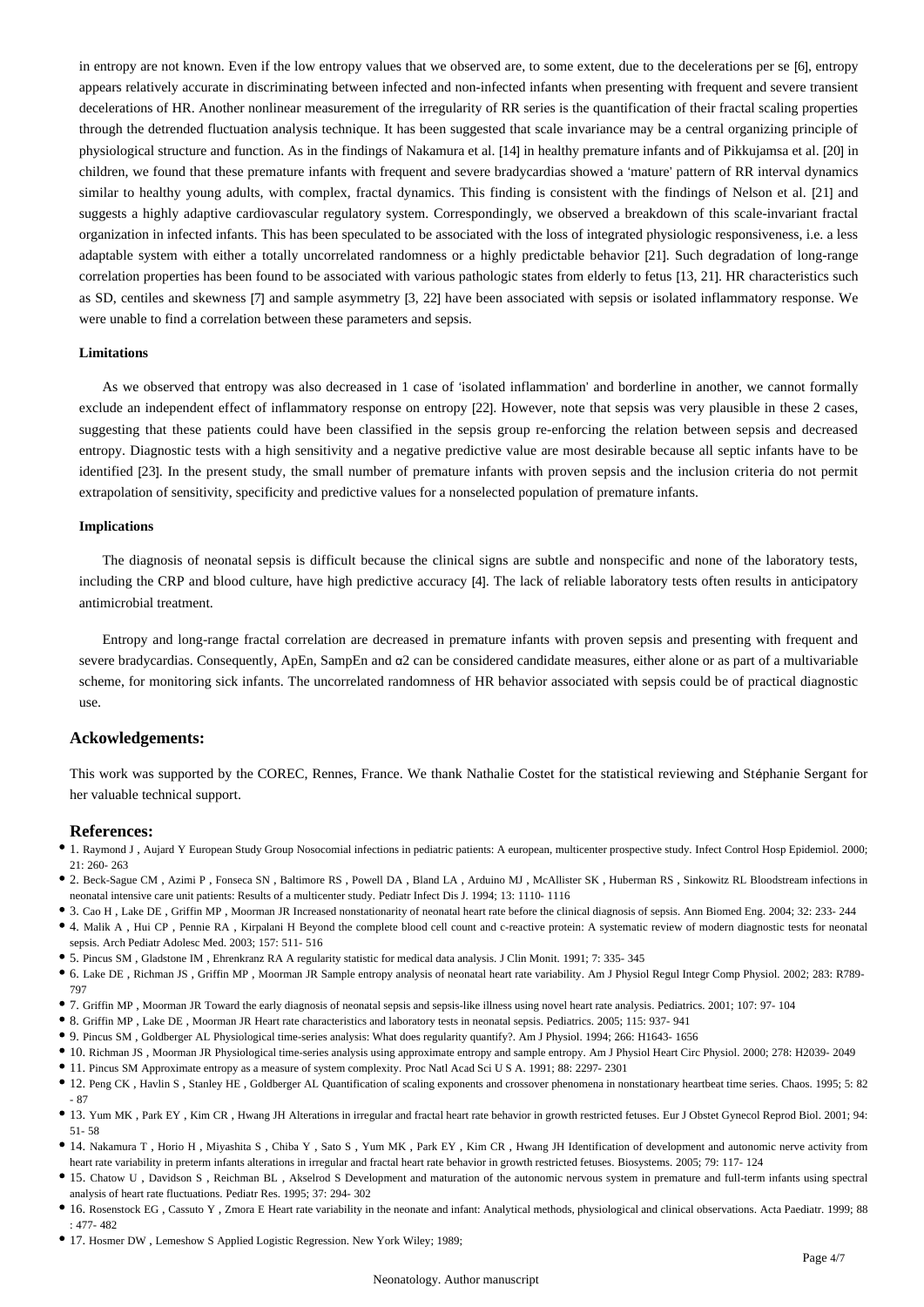in entropy are not known. Even if the low entropy values that we observed are, to some extent, due to the decelerations per se [6], entropy appears relatively accurate in discriminating between infected and non-infected infants when presenting with frequent and severe transient decelerations of HR. Another nonlinear measurement of the irregularity of RR series is the quantification of their fractal scaling properties through the detrended fluctuation analysis technique. It has been suggested that scale invariance may be a central organizing principle of physiological structure and function. As in the findings of Nakamura et al. [14] in healthy premature infants and of Pikkujamsa et al. [20] in children, we found that these premature infants with frequent and severe bradycardias showed a 'mature' pattern of RR interval dynamics similar to healthy young adults, with complex, fractal dynamics. This finding is consistent with the findings of Nelson et al. [21] and suggests a highly adaptive cardiovascular regulatory system. Correspondingly, we observed a breakdown of this scale-invariant fractal organization in infected infants. This has been speculated to be associated with the loss of integrated physiologic responsiveness, i.e. a less adaptable system with either a totally uncorrelated randomness or a highly predictable behavior [21]. Such degradation of long-range correlation properties has been found to be associated with various pathologic states from elderly to fetus [13, 21]. HR characteristics such as SD, centiles and skewness [7] and sample asymmetry [3, 22] have been associated with sepsis or isolated inflammatory response. We were unable to find a correlation between these parameters and sepsis.

#### Limitations

As we observed that entropy was also decreased in 1 case of 'isolated inflammation' and borderline in another, we cannot formally exclude an independent effect of inflammatory response on entropy [22]. However, note that sepsis was very plausible in these 2 cases, suggesting that these patients could have been classified in the sepsis group re-enforcing the relation between sepsis and decreased entropy. Diagnostic tests with a high sensitivity and a negative predictive value are most desirable because all septic infants have to be identified [23]. In the present study, the small number of premature infants with proven sepsis and the inclusion criteria do not permit extrapolation of sensitivity, specificity and predictive values for a nonselected population of premature infants.

#### Implications

The diagnosis of neonatal sepsis is difficult because the clinical signs are subtle and nonspecific and none of the laboratory tests, including the CRP and blood culture, have high predictive accuracy [4]. The lack of reliable laboratory tests often results in anticipatory antimicrobial treatment.

Entropy and long-range fractal correlation are decreased in premature infants with proven sepsis and presenting with frequent and severe bradycardias. Consequently, ApEn, SampEn and $\alpha 2$ can be considered candidate measures, either alone or as part of a multivariable scheme, for monitoring sick infants. The uncorrelated randomness of HR behavior associated with sepsis could be of practical diagnostic use.

### Ackowledgements:

This work was supported by the COREC, Rennes, France. We thank Nathalie Costet for the statistical reviewing and Stéphanie Sergant for her valuable technical support.

### References:

- 1. Raymond J , Aujard Y European Study Group Nosocomial infections in pediatric patients: A european, multicenter prospective study. Infect Control Hosp Epidemiol. 2000; 21: 260- 263
- 2. Beck-Sague CM , Azimi P , Fonseca SN , Baltimore RS , Powell DA , Bland LA , Arduino MJ , McAllister SK , Huberman RS , Sinkowitz RL Bloodstream infections in neonatal intensive care unit patients: Results of a multicenter study. Pediatr Infect Dis J. 1994; 13: 1110- 1116
- 3. Cao H , Lake DE , Griffin MP , Moorman JR Increased nonstationarity of neonatal heart rate before the clinical diagnosis of sepsis. Ann Biomed Eng. 2004; 32: 233- 244
- 4. Malik A , Hui CP , Pennie RA , Kirpalani H Beyond the complete blood cell count and c-reactive protein: A systematic review of modern diagnostic tests for neonatal sepsis. Arch Pediatr Adolesc Med. 2003; 157: 511- 516
- 5. Pincus SM , Gladstone IM , Ehrenkranz RA A regularity statistic for medical data analysis. J Clin Monit. 1991; 7: 335- 345
- 6. Lake DE , Richman JS , Griffin MP , Moorman JR Sample entropy analysis of neonatal heart rate variability. Am J Physiol Regul Integr Comp Physiol. 2002; 283: R789- 797
- 7. Griffin MP , Moorman JR Toward the early diagnosis of neonatal sepsis and sepsis-like illness using novel heart rate analysis. Pediatrics. 2001; 107: 97- 104
- 8. Griffin MP , Lake DE , Moorman JR Heart rate characteristics and laboratory tests in neonatal sepsis. Pediatrics. 2005; 115: 937- 941
- 9. Pincus SM , Goldberger AL Physiological time-series analysis: What does regularity quantify?. Am J Physiol. 1994; 266: H1643- 1656
- 10. Richman JS , Moorman JR Physiological time-series analysis using approximate entropy and sample entropy. Am J Physiol Heart Circ Physiol. 2000; 278: H2039- 2049
- 11. Pincus SM Approximate entropy as a measure of system complexity. Proc Natl Acad Sci U S A. 1991; 88: 2297- 2301
- 12. Peng CK , Havlin S , Stanley HE , Goldberger AL Quantification of scaling exponents and crossover phenomena in nonstationary heartbeat time series. Chaos. 1995; 5: 82 - 87
- 13. Yum MK , Park EY , Kim CR , Hwang JH Alterations in irregular and fractal heart rate behavior in growth restricted fetuses. Eur J Obstet Gynecol Reprod Biol. 2001; 94: 51- 58
- 14. Nakamura T , Horio H , Miyashita S , Chiba Y , Sato S , Yum MK , Park EY , Kim CR , Hwang JH Identification of development and autonomic nerve activity from heart rate variability in preterm infants alterations in irregular and fractal heart rate behavior in growth restricted fetuses. Biosystems. 2005; 79: 117- 124
- 15. Chatow U , Davidson S , Reichman BL , Akselrod S Development and maturation of the autonomic nervous system in premature and full-term infants using spectral analysis of heart rate fluctuations. Pediatr Res. 1995; 37: 294- 302
- 16. Rosenstock EG , Cassuto Y , Zmora E Heart rate variability in the neonate and infant: Analytical methods, physiological and clinical observations. Acta Paediatr. 1999; 88 : 477- 482
- 17. Hosmer DW , Lemeshow S Applied Logistic Regression. New York Wiley; 1989;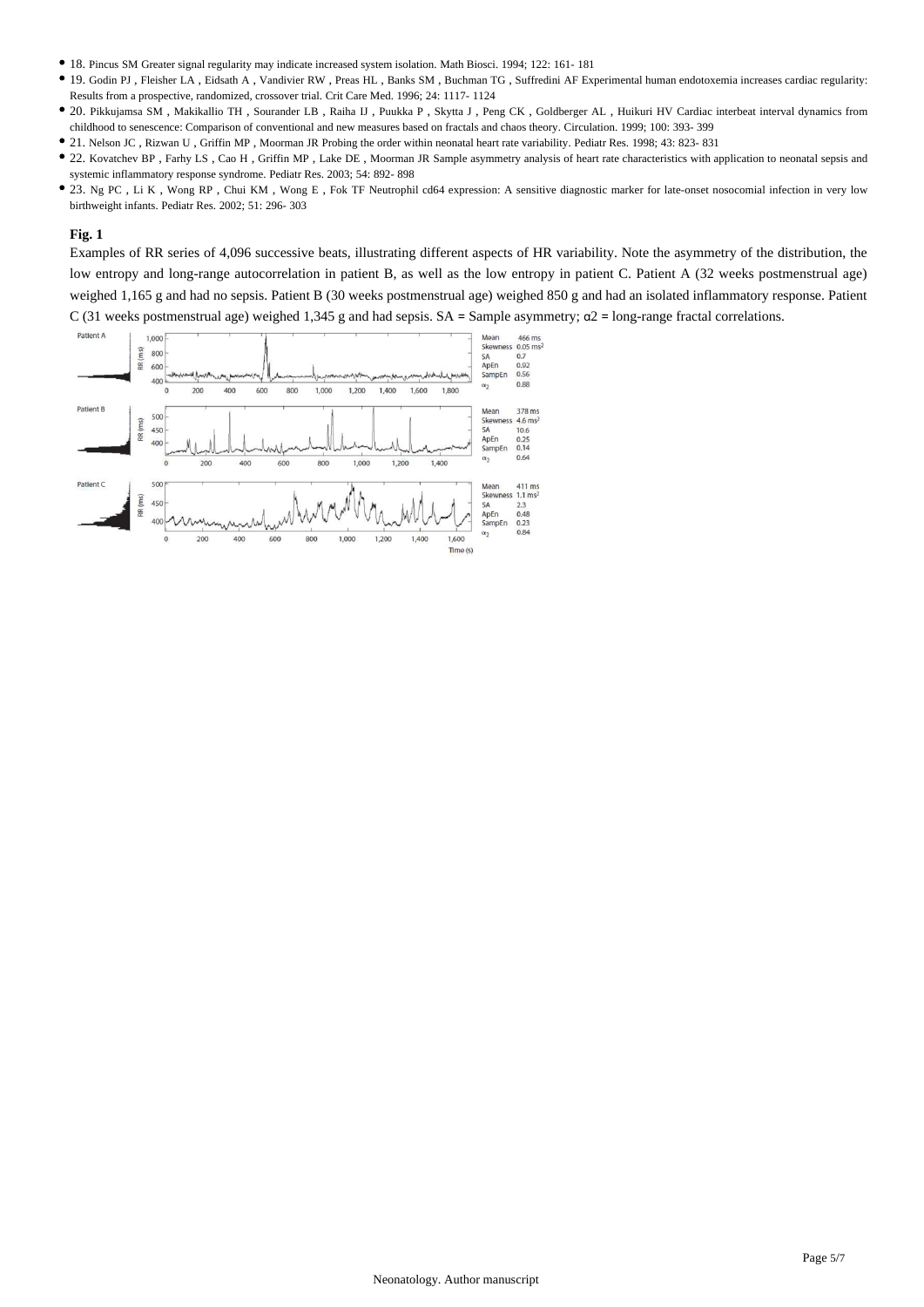- 18. Pincus SM Greater signal regularity may indicate increased system isolation. Math Biosci. 1994; 122: 161- 181
- 19. Godin PJ , Fleisher LA , Eidsath A , Vandivier RW , Preas HL , Banks SM , Buchman TG , Suffredini AF Experimental human endotoxemia increases cardiac regularity: Results from a prospective, randomized, crossover trial. Crit Care Med. 1996; 24: 1117- 1124
- 20. Pikkujamsa SM , Makikallio TH , Sourander LB , Raiha IJ , Puukka P , Skytta J , Peng CK , Goldberger AL , Huikuri HV Cardiac interbeat interval dynamics from childhood to senescence: Comparison of conventional and new measures based on fractals and chaos theory. Circulation. 1999; 100: 393- 399
- 21. Nelson JC , Rizwan U , Griffin MP , Moorman JR Probing the order within neonatal heart rate variability. Pediatr Res. 1998; 43: 823- 831
- 22. Kovatchev BP , Farhy LS , Cao H , Griffin MP , Lake DE , Moorman JR Sample asymmetry analysis of heart rate characteristics with application to neonatal sepsis and systemic inflammatory response syndrome. Pediatr Res. 2003; 54: 892- 898
- 23. Ng PC , Li K , Wong RP , Chui KM , Wong E , Fok TF Neutrophil cd64 expression: A sensitive diagnostic marker for late-onset nosocomial infection in very low birthweight infants. Pediatr Res. 2002; 51: 296- 303

**Fig. 1**

Examples of RR series of 4,096 successive beats, illustrating different aspects of HR variability. Note the asymmetry of the distribution, the low entropy and long-range autocorrelation in patient B, as well as the low entropy in patient C. Patient A (32 weeks postmenstrual age) weighed 1,165 g and had no sepsis. Patient B (30 weeks postmenstrual age) weighed 850 g and had an isolated inflammatory response. Patient C (31 weeks postmenstrual age) weighed 1,345 g and had sepsis. SA = Sample asymmetry; α2 = long-range fractal correlations.

Patient A
RR (ms)
1,000
800
600
400
0 200 400 600 800 1,000 1,200 1,400 1,600 1,800
Mean 466 ms
Skewness 0.05 ms$^2$
SA 0.7
ApEn 0.92
SampEn 0.56
$\alpha_2$ 0.88

Patient B
RR (ms)
500
450
400
0 200 400 600 800 1,000 1,200 1,400
Mean 378 ms
Skewness 4.6 ms$^2$
SA 10.6
ApEn 0.25
SampEn 0.14
$\alpha_2$ 0.64

Patient C
RR (ms)
500
450
400
0 200 400 600 800 1,000 1,200 1,400 1,600
Time (s)
Mean 411 ms
Skewness 1.1 ms$^2$
SA 2.3
ApEn 0.48
SampEn 0.23
$\alpha_2$ 0.84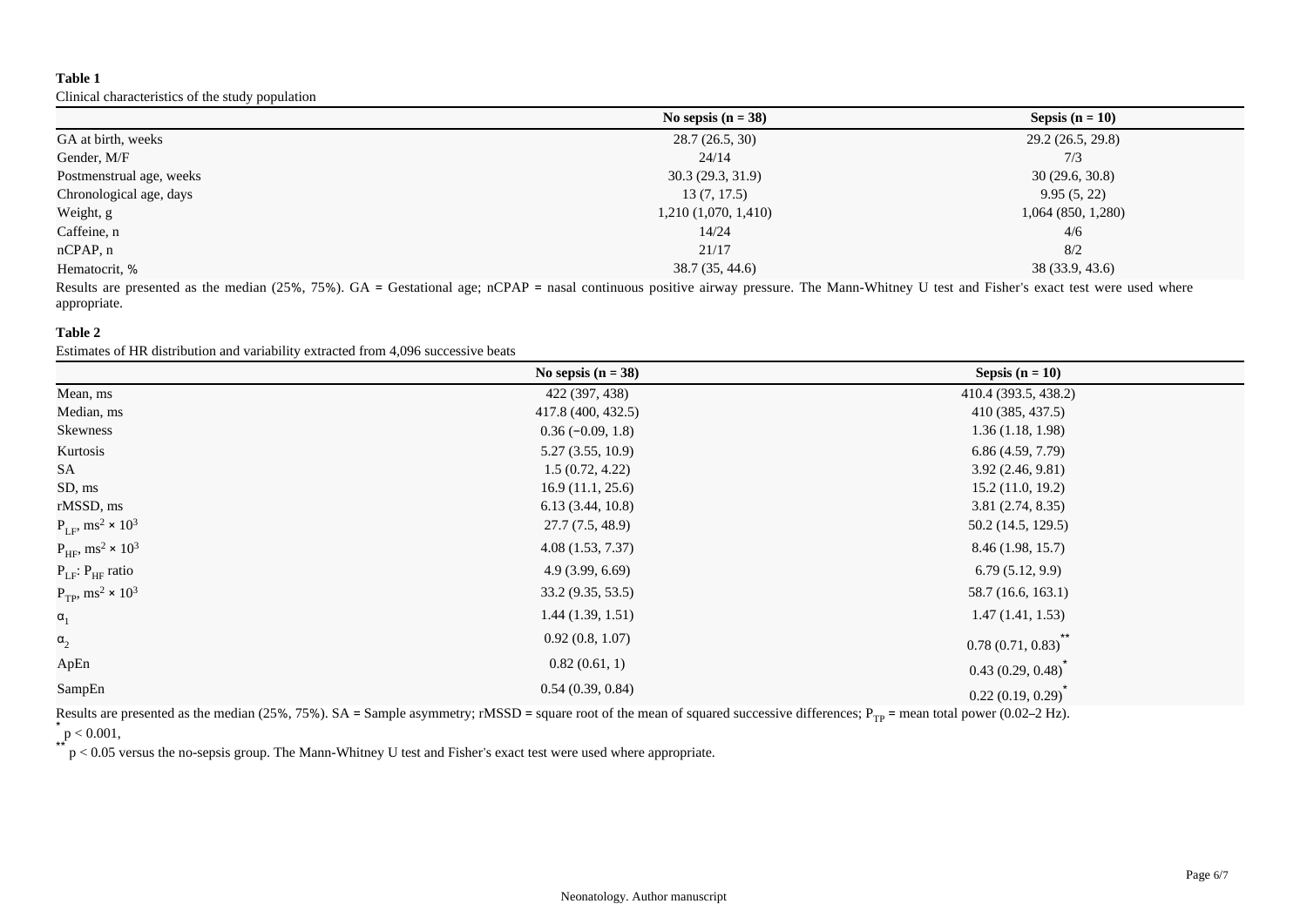**Table 1**

Clinical characteristics of the study population

| | No sepsis (n = 38) | Sepsis (n = 10) |
|---|---|---|
| GA at birth, weeks | 28.7 (26.5, 30) | 29.2 (26.5, 29.8) |
| Gender, M/F | 24/14 | 7/3 |
| Postmenstrual age, weeks | 30.3 (29.3, 31.9) | 30 (29.6, 30.8) |
| Chronological age, days | 13 (7, 17.5) | 9.95 (5, 22) |
| Weight, g | 1,210 (1,070, 1,410) | 1,064 (850, 1,280) |
| Caffeine, n | 14/24 | 4/6 |
| nCPAP, n | 21/17 | 8/2 |
| Hematocrit, % | 38.7 (35, 44.6) | 38 (33.9, 43.6) |

Results are presented as the median (25%, 75%). GA = Gestational age; nCPAP = nasal continuous positive airway pressure. The Mann-Whitney U test and Fisher's exact test were used where appropriate.

**Table 2**

Estimates of HR distribution and variability extracted from 4,096 successive beats

| | No sepsis (n = 38) | Sepsis (n = 10) |
|---|---|---|
| Mean, ms | 422 (397, 438) | 410.4 (393.5, 438.2) |
| Median, ms | 417.8 (400, 432.5) | 410 (385, 437.5) |
| Skewness | 0.36 (−0.09, 1.8) | 1.36 (1.18, 1.98) |
| Kurtosis | 5.27 (3.55, 10.9) | 6.86 (4.59, 7.79) |
| SA | 1.5 (0.72, 4.22) | 3.92 (2.46, 9.81) |
| SD, ms | 16.9 (11.1, 25.6) | 15.2 (11.0, 19.2) |
| rMSSD, ms | 6.13 (3.44, 10.8) | 3.81 (2.74, 8.35) |
| $P_{LF}$, $ms^2 \times 10^3$ | 27.7 (7.5, 48.9) | 50.2 (14.5, 129.5) |
| $P_{HF}$, $ms^2 \times 10^3$ | 4.08 (1.53, 7.37) | 8.46 (1.98, 15.7) |
| $P_{LF}$: $P_{HF}$ ratio | 4.9 (3.99, 6.69) | 6.79 (5.12, 9.9) |
| $P_{TP}$, $ms^2 \times 10^3$ | 33.2 (9.35, 53.5) | 58.7 (16.6, 163.1) |
| $\alpha_1$ | 1.44 (1.39, 1.51) | 1.47 (1.41, 1.53) |
| $\alpha_2$ | 0.92 (0.8, 1.07) | 0.78 (0.71, 0.83)** |
| ApEn | 0.82 (0.61, 1) | 0.43 (0.29, 0.48)* |
| SampEn | 0.54 (0.39, 0.84) | 0.22 (0.19, 0.29)* |

Results are presented as the median (25%, 75%). SA = Sample asymmetry; rMSSD = square root of the mean of squared successive differences; $P_{TP}$ = mean total power (0.02–2 Hz).

\* $p < 0.001$,

\*\* $p < 0.05$ versus the no-sepsis group. The Mann-Whitney U test and Fisher's exact test were used where appropriate.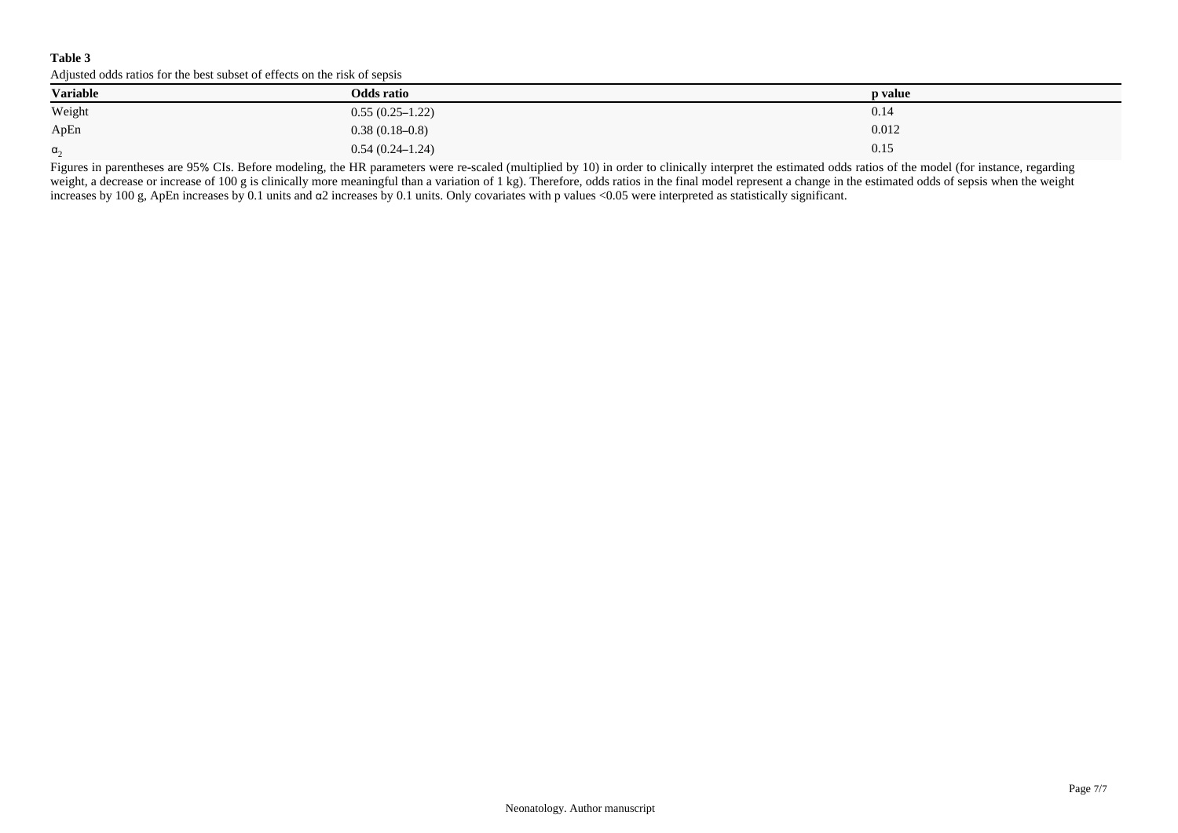**Table 3**

Adjusted odds ratios for the best subset of effects on the risk of sepsis

| Variable | Odds ratio | p value |
| --- | --- | --- |
| Weight | 0.55 (0.25–1.22) | 0.14 |
| ApEn | 0.38 (0.18–0.8) | 0.012 |
| $\alpha_2$ | 0.54 (0.24–1.24) | 0.15 |

Figures in parentheses are 95% CIs. Before modeling, the HR parameters were re-scaled (multiplied by 10) in order to clinically interpret the estimated odds ratios of the model (for instance, regarding weight, a decrease or increase of 100 g is clinically more meaningful than a variation of 1 kg). Therefore, odds ratios in the final model represent a change in the estimated odds of sepsis when the weight increases by 100 g, ApEn increases by 0.1 units and $\alpha 2$ increases by 0.1 units. Only covariates with p values <0.05 were interpreted as statistically significant.